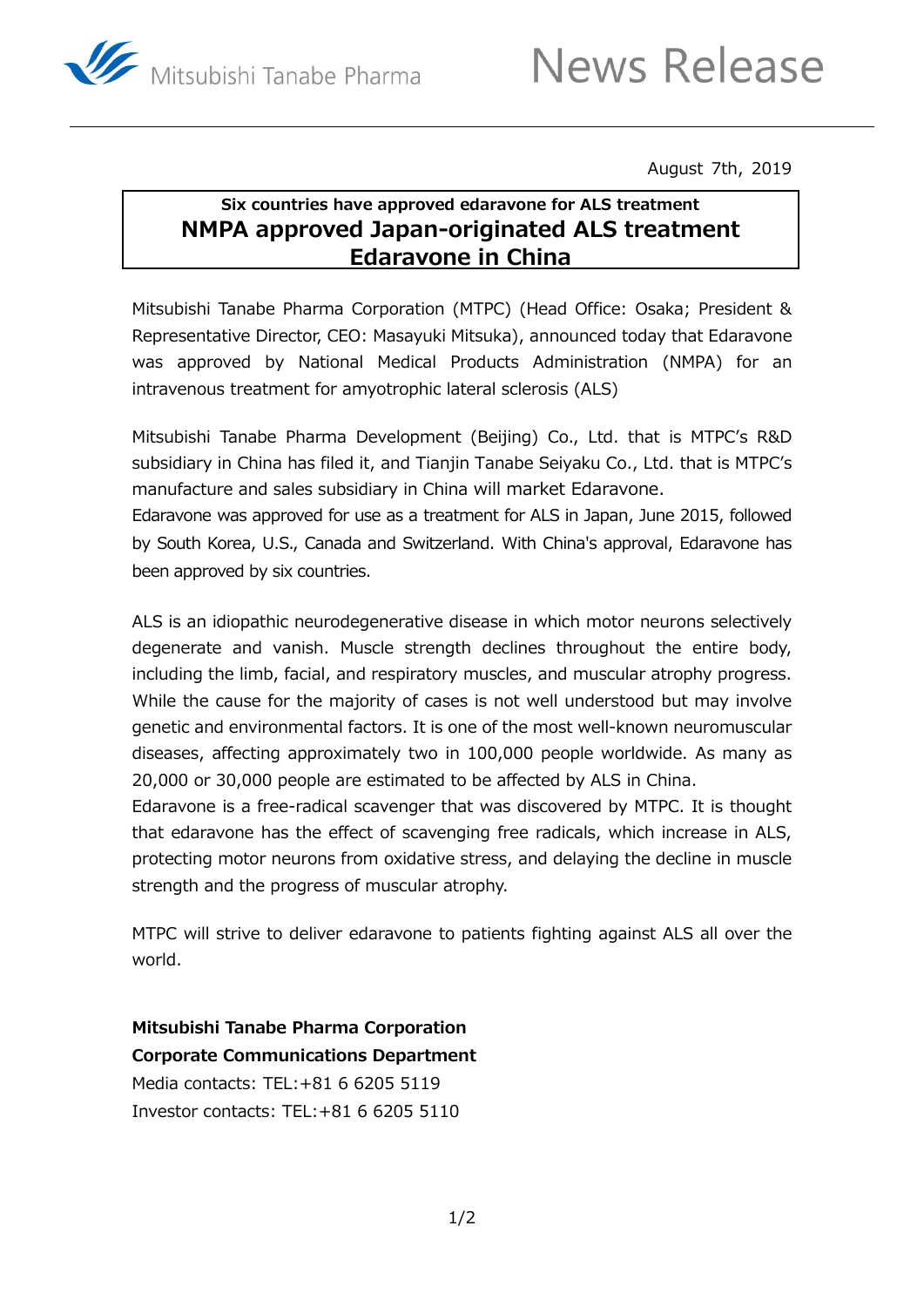Mitsubishi Tanabe Pharma

# News Release

August 7th, 2019

**Six countries have approved edaravone for ALS treatment**

## NMPA approved Japan-originated ALS treatment Edaravone in China

Mitsubishi Tanabe Pharma Corporation (MTPC) (Head Office: Osaka; President & Representative Director, CEO: Masayuki Mitsuka), announced today that Edaravone was approved by National Medical Products Administration (NMPA) for an intravenous treatment for amyotrophic lateral sclerosis (ALS)

Mitsubishi Tanabe Pharma Development (Beijing) Co., Ltd. that is MTPC's R&D subsidiary in China has filed it, and Tianjin Tanabe Seiyaku Co., Ltd. that is MTPC's manufacture and sales subsidiary in China will market Edaravone.
Edaravone was approved for use as a treatment for ALS in Japan, June 2015, followed by South Korea, U.S., Canada and Switzerland. With China's approval, Edaravone has been approved by six countries.

ALS is an idiopathic neurodegenerative disease in which motor neurons selectively degenerate and vanish. Muscle strength declines throughout the entire body, including the limb, facial, and respiratory muscles, and muscular atrophy progress. While the cause for the majority of cases is not well understood but may involve genetic and environmental factors. It is one of the most well-known neuromuscular diseases, affecting approximately two in 100,000 people worldwide. As many as 20,000 or 30,000 people are estimated to be affected by ALS in China.
Edaravone is a free-radical scavenger that was discovered by MTPC. It is thought that edaravone has the effect of scavenging free radicals, which increase in ALS, protecting motor neurons from oxidative stress, and delaying the decline in muscle strength and the progress of muscular atrophy.

MTPC will strive to deliver edaravone to patients fighting against ALS all over the world.

**Mitsubishi Tanabe Pharma Corporation**
**Corporate Communications Department**
Media contacts: TEL:+81 6 6205 5119
Investor contacts: TEL:+81 6 6205 5110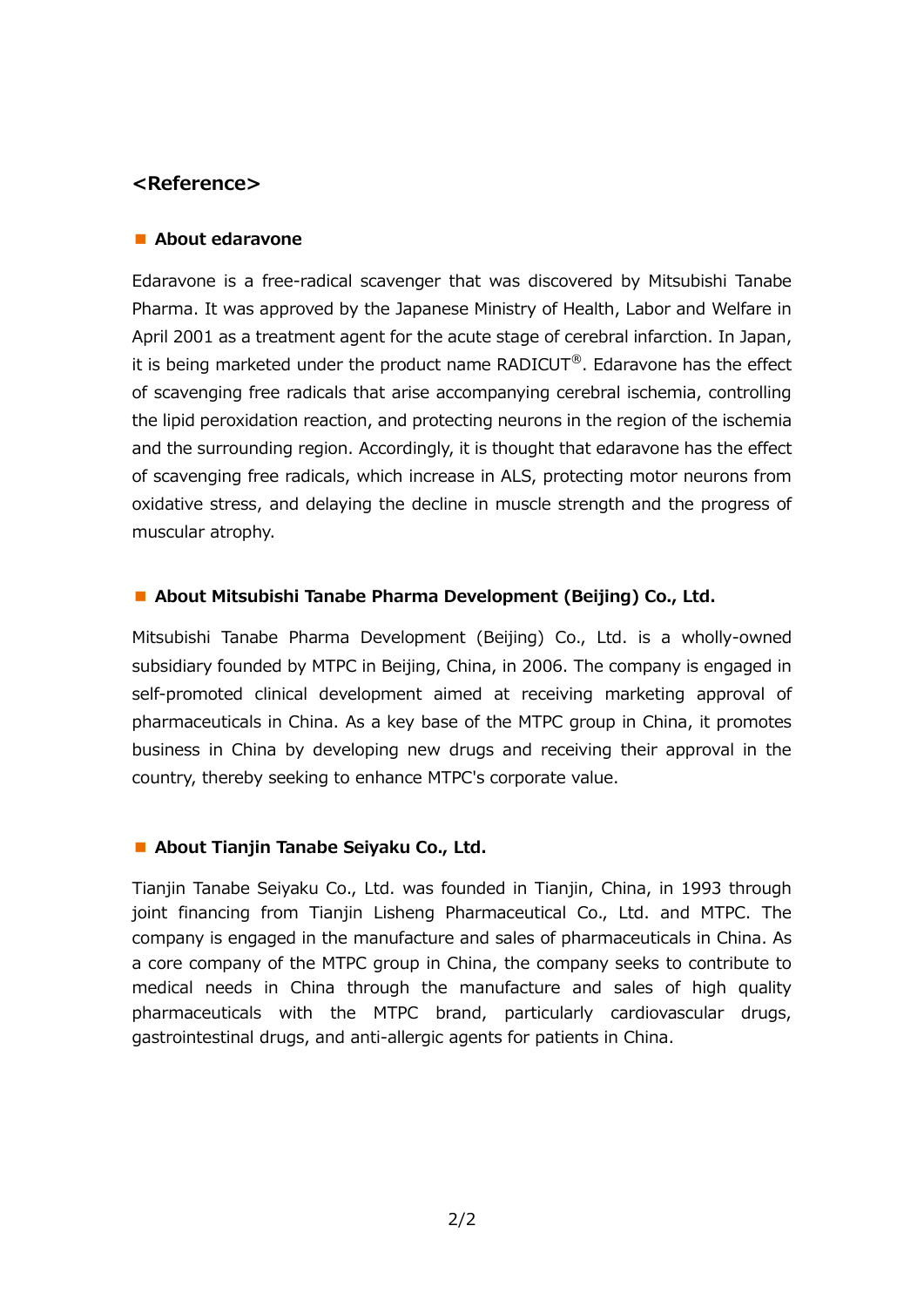## <Reference>

### ■ About edaravone

Edaravone is a free-radical scavenger that was discovered by Mitsubishi Tanabe Pharma. It was approved by the Japanese Ministry of Health, Labor and Welfare in April 2001 as a treatment agent for the acute stage of cerebral infarction. In Japan, it is being marketed under the product name RADICUT®. Edaravone has the effect of scavenging free radicals that arise accompanying cerebral ischemia, controlling the lipid peroxidation reaction, and protecting neurons in the region of the ischemia and the surrounding region. Accordingly, it is thought that edaravone has the effect of scavenging free radicals, which increase in ALS, protecting motor neurons from oxidative stress, and delaying the decline in muscle strength and the progress of muscular atrophy.

### ■ About Mitsubishi Tanabe Pharma Development (Beijing) Co., Ltd.

Mitsubishi Tanabe Pharma Development (Beijing) Co., Ltd. is a wholly-owned subsidiary founded by MTPC in Beijing, China, in 2006. The company is engaged in self-promoted clinical development aimed at receiving marketing approval of pharmaceuticals in China. As a key base of the MTPC group in China, it promotes business in China by developing new drugs and receiving their approval in the country, thereby seeking to enhance MTPC's corporate value.

### ■ About Tianjin Tanabe Seiyaku Co., Ltd.

Tianjin Tanabe Seiyaku Co., Ltd. was founded in Tianjin, China, in 1993 through joint financing from Tianjin Lisheng Pharmaceutical Co., Ltd. and MTPC. The company is engaged in the manufacture and sales of pharmaceuticals in China. As a core company of the MTPC group in China, the company seeks to contribute to medical needs in China through the manufacture and sales of high quality pharmaceuticals with the MTPC brand, particularly cardiovascular drugs, gastrointestinal drugs, and anti-allergic agents for patients in China.